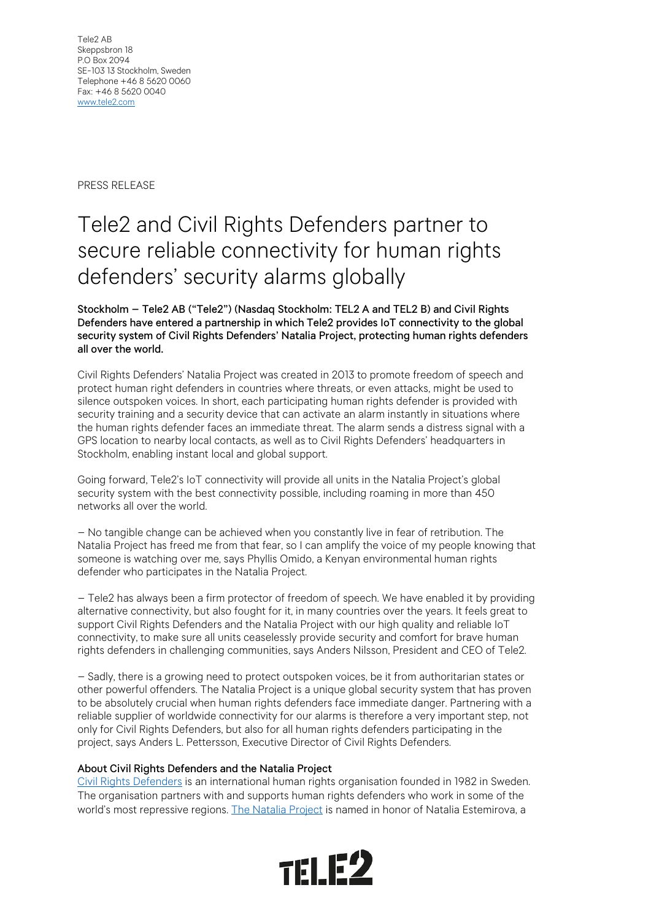Tele2 AB
Skeppsbron 18
P.O Box 2094
SE-103 13 Stockholm, Sweden
Telephone +46 8 5620 0060
Fax: +46 8 5620 0040
[www.tele2.com](http://www.tele2.com)

PRESS RELEASE

# Tele2 and Civil Rights Defenders partner to secure reliable connectivity for human rights defenders' security alarms globally

**Stockholm – Tele2 AB ("Tele2") (Nasdaq Stockholm: TEL2 A and TEL2 B) and Civil Rights Defenders have entered a partnership in which Tele2 provides IoT connectivity to the global security system of Civil Rights Defenders' Natalia Project, protecting human rights defenders all over the world.**

Civil Rights Defenders' Natalia Project was created in 2013 to promote freedom of speech and protect human right defenders in countries where threats, or even attacks, might be used to silence outspoken voices. In short, each participating human rights defender is provided with security training and a security device that can activate an alarm instantly in situations where the human rights defender faces an immediate threat. The alarm sends a distress signal with a GPS location to nearby local contacts, as well as to Civil Rights Defenders' headquarters in Stockholm, enabling instant local and global support.

Going forward, Tele2's IoT connectivity will provide all units in the Natalia Project's global security system with the best connectivity possible, including roaming in more than 450 networks all over the world.

– No tangible change can be achieved when you constantly live in fear of retribution. The Natalia Project has freed me from that fear, so I can amplify the voice of my people knowing that someone is watching over me, says Phyllis Omido, a Kenyan environmental human rights defender who participates in the Natalia Project.

– Tele2 has always been a firm protector of freedom of speech. We have enabled it by providing alternative connectivity, but also fought for it, in many countries over the years. It feels great to support Civil Rights Defenders and the Natalia Project with our high quality and reliable IoT connectivity, to make sure all units ceaselessly provide security and comfort for brave human rights defenders in challenging communities, says Anders Nilsson, President and CEO of Tele2.

– Sadly, there is a growing need to protect outspoken voices, be it from authoritarian states or other powerful offenders. The Natalia Project is a unique global security system that has proven to be absolutely crucial when human rights defenders face immediate danger. Partnering with a reliable supplier of worldwide connectivity for our alarms is therefore a very important step, not only for Civil Rights Defenders, but also for all human rights defenders participating in the project, says Anders L. Pettersson, Executive Director of Civil Rights Defenders.

**About Civil Rights Defenders and the Natalia Project**

Civil Rights Defenders is an international human rights organisation founded in 1982 in Sweden. The organisation partners with and supports human rights defenders who work in some of the world's most repressive regions. The Natalia Project is named in honor of Natalia Estemirova, a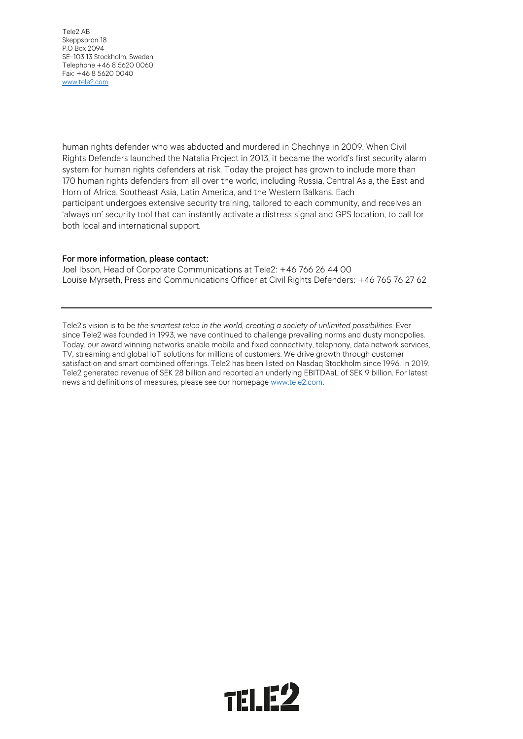Tele2 AB
Skeppsbron 18
P.O Box 2094
SE-103 13 Stockholm, Sweden
Telephone +46 8 5620 0060
Fax: +46 8 5620 0040
www.tele2.com

human rights defender who was abducted and murdered in Chechnya in 2009. When Civil Rights Defenders launched the Natalia Project in 2013, it became the world's first security alarm system for human rights defenders at risk. Today the project has grown to include more than 170 human rights defenders from all over the world, including Russia, Central Asia, the East and Horn of Africa, Southeast Asia, Latin America, and the Western Balkans. Each participant undergoes extensive security training, tailored to each community, and receives an 'always on' security tool that can instantly activate a distress signal and GPS location, to call for both local and international support.

**For more information, please contact:**
Joel Ibson, Head of Corporate Communications at Tele2: +46 766 26 44 00
Louise Myrseth, Press and Communications Officer at Civil Rights Defenders: +46 765 76 27 62

---

Tele2's vision is to be *the smartest telco in the world, creating a society of unlimited possibilities*. Ever since Tele2 was founded in 1993, we have continued to challenge prevailing norms and dusty monopolies. Today, our award winning networks enable mobile and fixed connectivity, telephony, data network services, TV, streaming and global IoT solutions for millions of customers. We drive growth through customer satisfaction and smart combined offerings. Tele2 has been listed on Nasdaq Stockholm since 1996. In 2019, Tele2 generated revenue of SEK 28 billion and reported an underlying EBITDAaL of SEK 9 billion. For latest news and definitions of measures, please see our homepage www.tele2.com.